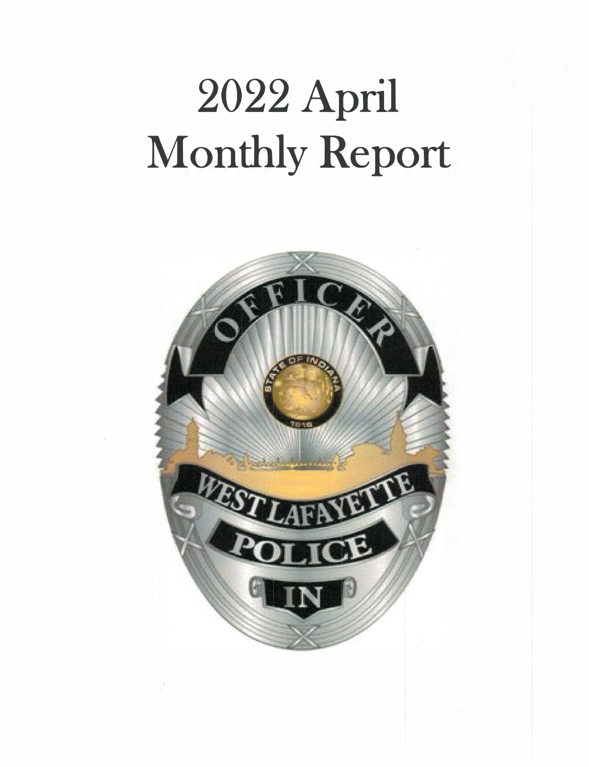# 2022 April Monthly Report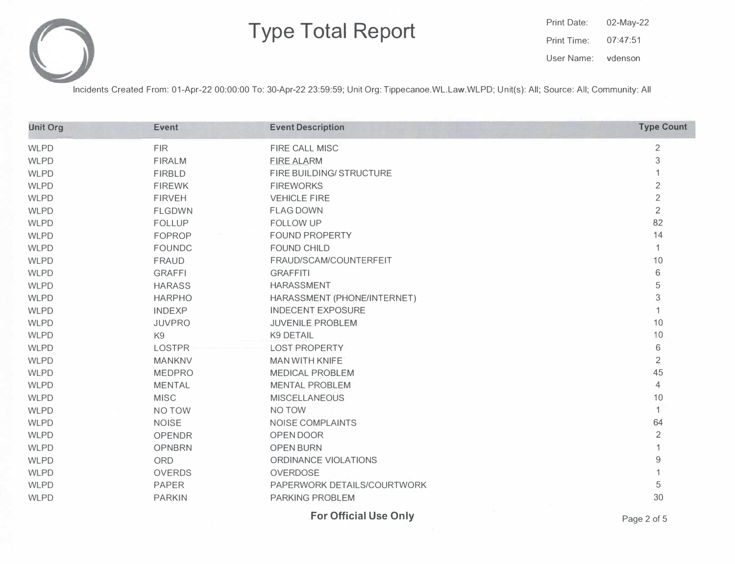# Type Total Report

Print Date: 02-May-22

Print Time: 07:47:51

User Name: vdenson

Incidents Created From: 01-Apr-22 00:00:00 To: 30-Apr-22 23:59:59; Unit Org: Tippecanoe.WL.Law.WLPD; Unit(s): All; Source: All; Community: All

| Unit Org | Event | Event Description | Type Count |
|---|---|---|---|
| WLPD | FIR | FIRE CALL MISC | 2 |
| WLPD | FIRALM | FIRE ALARM | 3 |
| WLPD | FIRBLD | FIRE BUILDING/ STRUCTURE | 1 |
| WLPD | FIREWK | FIREWORKS | 2 |
| WLPD | FIRVEH | VEHICLE FIRE | 2 |
| WLPD | FLGDWN | FLAG DOWN | 2 |
| WLPD | FOLLUP | FOLLOW UP | 82 |
| WLPD | FOPROP | FOUND PROPERTY | 14 |
| WLPD | FOUNDC | FOUND CHILD | 1 |
| WLPD | FRAUD | FRAUD/SCAM/COUNTERFEIT | 10 |
| WLPD | GRAFFI | GRAFFITI | 6 |
| WLPD | HARASS | HARASSMENT | 5 |
| WLPD | HARPHO | HARASSMENT (PHONE/INTERNET) | 3 |
| WLPD | INDEXP | INDECENT EXPOSURE | 1 |
| WLPD | JUVPRO | JUVENILE PROBLEM | 10 |
| WLPD | K9 | K9 DETAIL | 10 |
| WLPD | LOSTPR | LOST PROPERTY | 6 |
| WLPD | MANKNV | MAN WITH KNIFE | 2 |
| WLPD | MEDPRO | MEDICAL PROBLEM | 45 |
| WLPD | MENTAL | MENTAL PROBLEM | 4 |
| WLPD | MISC | MISCELLANEOUS | 10 |
| WLPD | NO TOW | NO TOW | 1 |
| WLPD | NOISE | NOISE COMPLAINTS | 64 |
| WLPD | OPENDR | OPEN DOOR | 2 |
| WLPD | OPNBRN | OPEN BURN | 1 |
| WLPD | ORD | ORDINANCE VIOLATIONS | 9 |
| WLPD | OVERDS | OVERDOSE | 1 |
| WLPD | PAPER | PAPERWORK DETAILS/COURTWORK | 5 |
| WLPD | PARKIN | PARKING PROBLEM | 30 |

**For Official Use Only**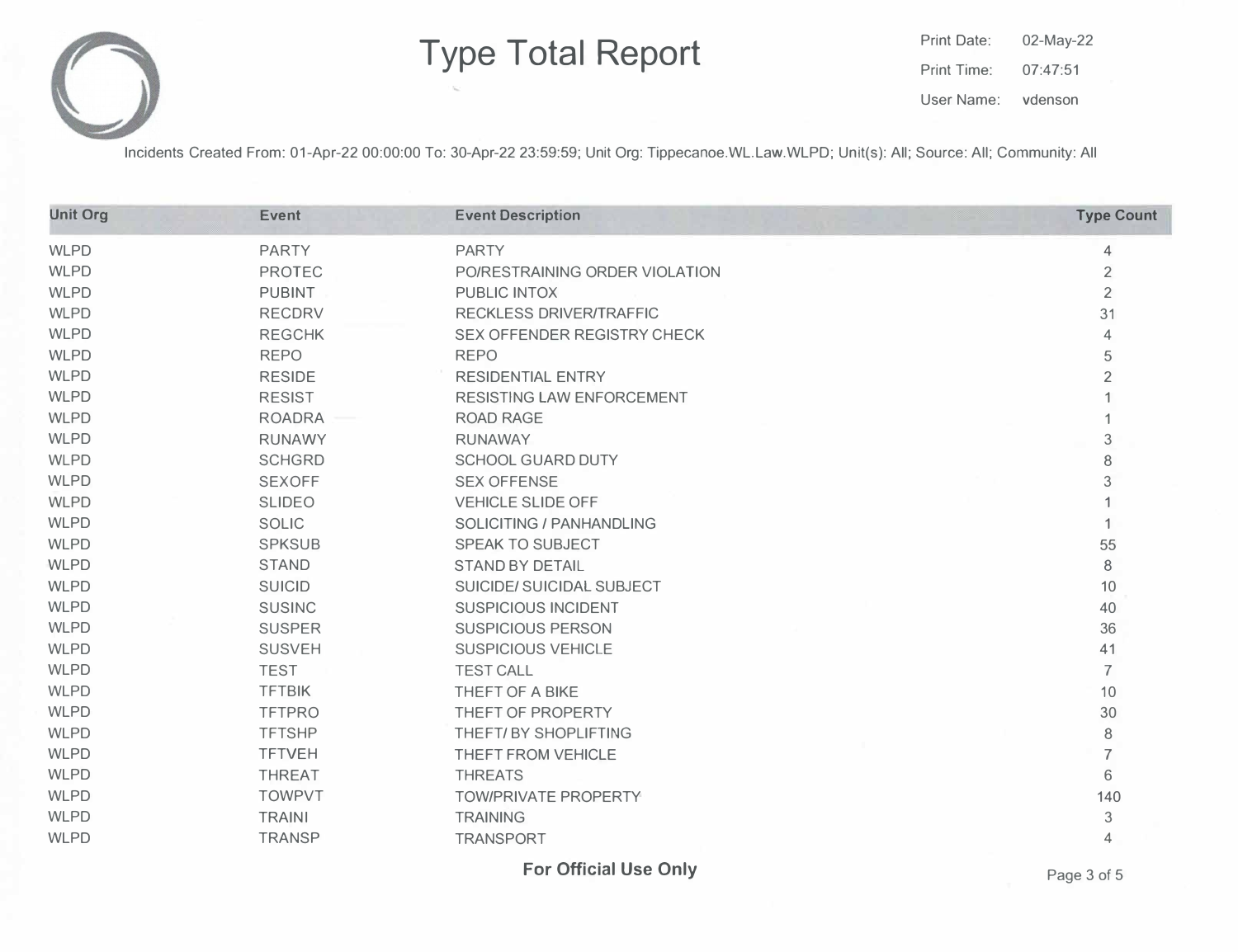# Type Total Report

Print Date: 02-May-22

Print Time: 07:47:51

User Name: vdenson

Incidents Created From: 01-Apr-22 00:00:00 To: 30-Apr-22 23:59:59; Unit Org: Tippecanoe.WL.Law.WLPD; Unit(s): All; Source: All; Community: All

| Unit Org | Event | Event Description | Type Count |
|---|---|---|---|
| WLPD | PARTY | PARTY | 4 |
| WLPD | PROTEC | PO/RESTRAINING ORDER VIOLATION | 2 |
| WLPD | PUBINT | PUBLIC INTOX | 2 |
| WLPD | RECDRV | RECKLESS DRIVER/TRAFFIC | 31 |
| WLPD | REGCHK | SEX OFFENDER REGISTRY CHECK | 4 |
| WLPD | REPO | REPO | 5 |
| WLPD | RESIDE | RESIDENTIAL ENTRY | 2 |
| WLPD | RESIST | RESISTING LAW ENFORCEMENT | 1 |
| WLPD | ROADRA | ROAD RAGE | 1 |
| WLPD | RUNAWY | RUNAWAY | 3 |
| WLPD | SCHGRD | SCHOOL GUARD DUTY | 8 |
| WLPD | SEXOFF | SEX OFFENSE | 3 |
| WLPD | SLIDEO | VEHICLE SLIDE OFF | 1 |
| WLPD | SOLIC | SOLICITING / PANHANDLING | 1 |
| WLPD | SPKSUB | SPEAK TO SUBJECT | 55 |
| WLPD | STAND | STAND BY DETAIL | 8 |
| WLPD | SUICID | SUICIDE/ SUICIDAL SUBJECT | 10 |
| WLPD | SUSINC | SUSPICIOUS INCIDENT | 40 |
| WLPD | SUSPER | SUSPICIOUS PERSON | 36 |
| WLPD | SUSVEH | SUSPICIOUS VEHICLE | 41 |
| WLPD | TEST | TEST CALL | 7 |
| WLPD | TFTBIK | THEFT OF A BIKE | 10 |
| WLPD | TFTPRO | THEFT OF PROPERTY | 30 |
| WLPD | TFTSHP | THEFT/ BY SHOPLIFTING | 8 |
| WLPD | TFTVEH | THEFT FROM VEHICLE | 7 |
| WLPD | THREAT | THREATS | 6 |
| WLPD | TOWPVT | TOW/PRIVATE PROPERTY | 140 |
| WLPD | TRAINI | TRAINING | 3 |
| WLPD | TRANSP | TRANSPORT | 4 |

**For Official Use Only**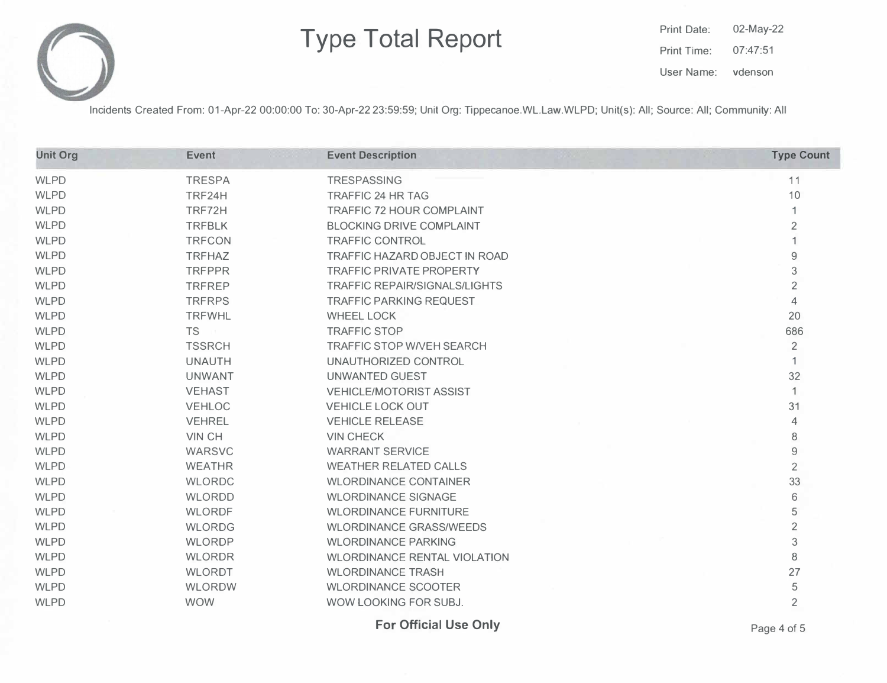# Type Total Report

Print Date: 02-May-22

Print Time: 07:47:51

User Name: vdenson

Incidents Created From: 01-Apr-22 00:00:00 To: 30-Apr-22 23:59:59; Unit Org: Tippecanoe.WL.Law.WLPD; Unit(s): All; Source: All; Community: All

| Unit Org | Event | Event Description | Type Count |
|---|---|---|---|
| WLPD | TRESPA | TRESPASSING | 11 |
| WLPD | TRF24H | TRAFFIC 24 HR TAG | 10 |
| WLPD | TRF72H | TRAFFIC 72 HOUR COMPLAINT | 1 |
| WLPD | TRFBLK | BLOCKING DRIVE COMPLAINT | 2 |
| WLPD | TRFCON | TRAFFIC CONTROL | 1 |
| WLPD | TRFHAZ | TRAFFIC HAZARD OBJECT IN ROAD | 9 |
| WLPD | TRFPPR | TRAFFIC PRIVATE PROPERTY | 3 |
| WLPD | TRFREP | TRAFFIC REPAIR/SIGNALS/LIGHTS | 2 |
| WLPD | TRFRPS | TRAFFIC PARKING REQUEST | 4 |
| WLPD | TRFWHL | WHEEL LOCK | 20 |
| WLPD | TS | TRAFFIC STOP | 686 |
| WLPD | TSSRCH | TRAFFIC STOP W/VEH SEARCH | 2 |
| WLPD | UNAUTH | UNAUTHORIZED CONTROL | 1 |
| WLPD | UNWANT | UNWANTED GUEST | 32 |
| WLPD | VEHAST | VEHICLE/MOTORIST ASSIST | 1 |
| WLPD | VEHLOC | VEHICLE LOCK OUT | 31 |
| WLPD | VEHREL | VEHICLE RELEASE | 4 |
| WLPD | VIN CH | VIN CHECK | 8 |
| WLPD | WARSVC | WARRANT SERVICE | 9 |
| WLPD | WEATHR | WEATHER RELATED CALLS | 2 |
| WLPD | WLORDC | WLORDINANCE CONTAINER | 33 |
| WLPD | WLORDD | WLORDINANCE SIGNAGE | 6 |
| WLPD | WLORDF | WLORDINANCE FURNITURE | 5 |
| WLPD | WLORDG | WLORDINANCE GRASS/WEEDS | 2 |
| WLPD | WLORDP | WLORDINANCE PARKING | 3 |
| WLPD | WLORDR | WLORDINANCE RENTAL VIOLATION | 8 |
| WLPD | WLORDT | WLORDINANCE TRASH | 27 |
| WLPD | WLORDW | WLORDINANCE SCOOTER | 5 |
| WLPD | WOW | WOW LOOKING FOR SUBJ. | 2 |

**For Official Use Only**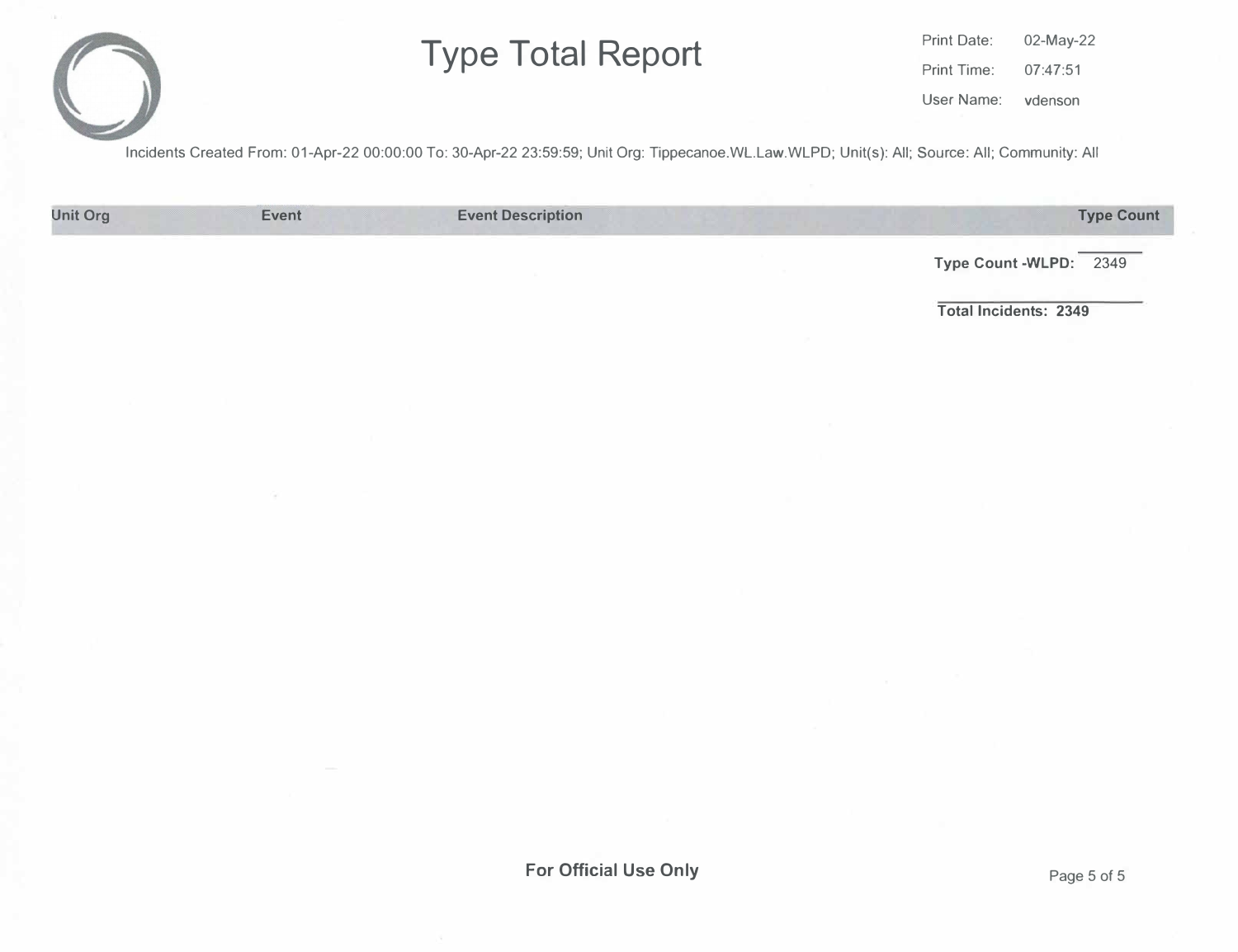# Type Total Report

Print Date: 02-May-22

Print Time: 07:47:51

User Name: vdenson

Incidents Created From: 01-Apr-22 00:00:00 To: 30-Apr-22 23:59:59; Unit Org: Tippecanoe.WL.Law.WLPD; Unit(s): All; Source: All; Community: All

| Unit Org | Event | Event Description | Type Count |
| --- | --- | --- | --- |
| | | **Type Count -WLPD:** | 2349 |

**Total Incidents: 2349**

**For Official Use Only**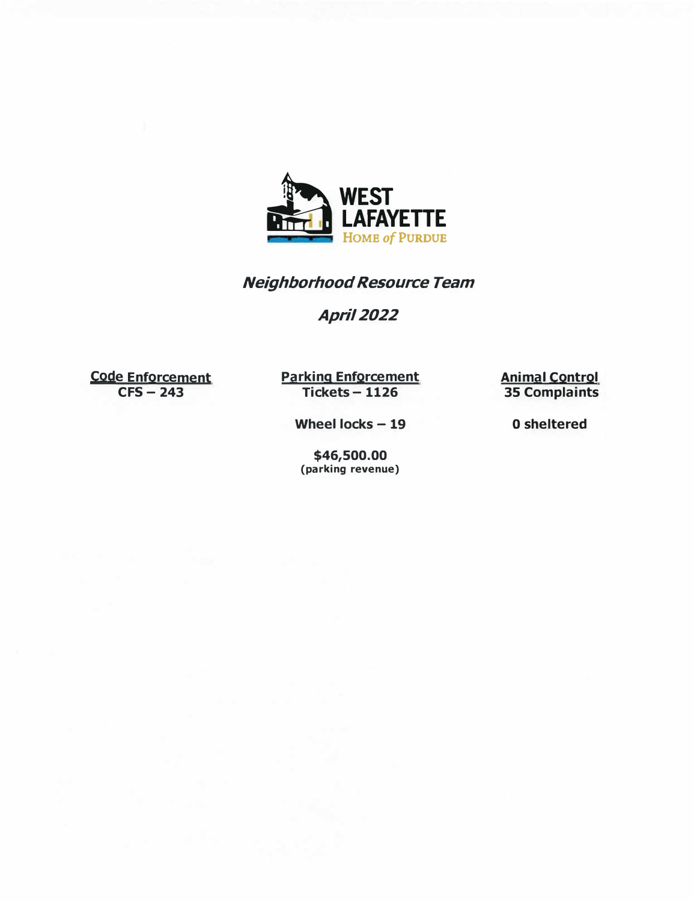WEST LAFAYETTE
HOME of PURDUE

## *Neighborhood Resource Team*

## *April 2022*

| Code Enforcement | Parking Enforcement | Animal Control |
|---|---|---|
| **CFS – 243** | **Tickets – 1126** | **35 Complaints** |
| | **Wheel locks – 19** | **0 sheltered** |
| | **$46,500.00** (parking revenue) | |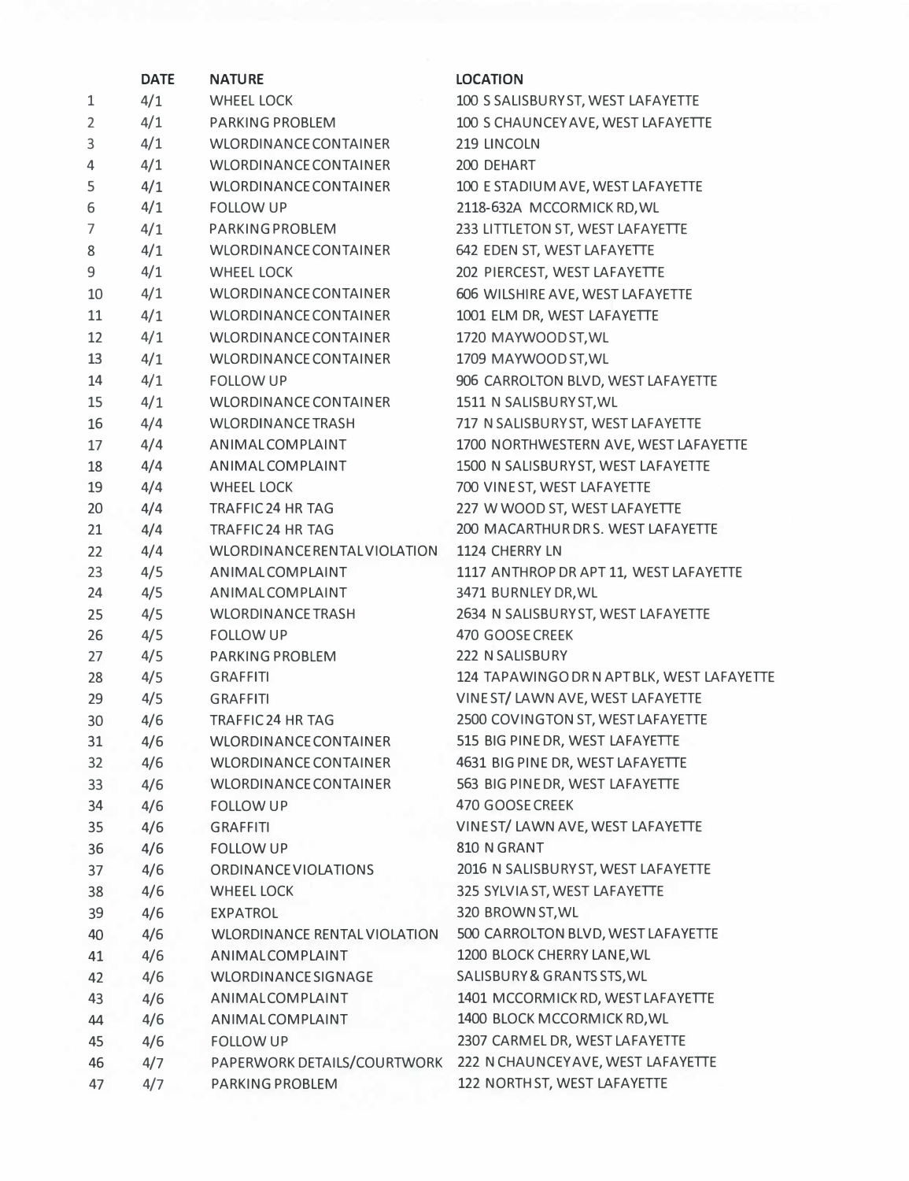| | DATE | NATURE | LOCATION |
|---|---|---|---|
| 1 | 4/1 | WHEEL LOCK | 100 S SALISBURY ST, WEST LAFAYETTE |
| 2 | 4/1 | PARKING PROBLEM | 100 S CHAUNCEY AVE, WEST LAFAYETTE |
| 3 | 4/1 | WLORDINANCE CONTAINER | 219 LINCOLN |
| 4 | 4/1 | WLORDINANCE CONTAINER | 200 DEHART |
| 5 | 4/1 | WLORDINANCE CONTAINER | 100 E STADIUM AVE, WEST LAFAYETTE |
| 6 | 4/1 | FOLLOW UP | 2118-632A MCCORMICK RD, WL |
| 7 | 4/1 | PARKING PROBLEM | 233 LITTLETON ST, WEST LAFAYETTE |
| 8 | 4/1 | WLORDINANCE CONTAINER | 642 EDEN ST, WEST LAFAYETTE |
| 9 | 4/1 | WHEEL LOCK | 202 PIERCE ST, WEST LAFAYETTE |
| 10 | 4/1 | WLORDINANCE CONTAINER | 606 WILSHIRE AVE, WEST LAFAYETTE |
| 11 | 4/1 | WLORDINANCE CONTAINER | 1001 ELM DR, WEST LAFAYETTE |
| 12 | 4/1 | WLORDINANCE CONTAINER | 1720 MAYWOOD ST, WL |
| 13 | 4/1 | WLORDINANCE CONTAINER | 1709 MAYWOOD ST, WL |
| 14 | 4/1 | FOLLOW UP | 906 CARROLTON BLVD, WEST LAFAYETTE |
| 15 | 4/1 | WLORDINANCE CONTAINER | 1511 N SALISBURY ST, WL |
| 16 | 4/4 | WLORDINANCE TRASH | 717 N SALISBURY ST, WEST LAFAYETTE |
| 17 | 4/4 | ANIMAL COMPLAINT | 1700 NORTHWESTERN AVE, WEST LAFAYETTE |
| 18 | 4/4 | ANIMAL COMPLAINT | 1500 N SALISBURY ST, WEST LAFAYETTE |
| 19 | 4/4 | WHEEL LOCK | 700 VINE ST, WEST LAFAYETTE |
| 20 | 4/4 | TRAFFIC 24 HR TAG | 227 W WOOD ST, WEST LAFAYETTE |
| 21 | 4/4 | TRAFFIC 24 HR TAG | 200 MACARTHUR DR S. WEST LAFAYETTE |
| 22 | 4/4 | WLORDINANCE RENTAL VIOLATION | 1124 CHERRY LN |
| 23 | 4/5 | ANIMAL COMPLAINT | 1117 ANTHROP DR APT 11, WEST LAFAYETTE |
| 24 | 4/5 | ANIMAL COMPLAINT | 3471 BURNLEY DR, WL |
| 25 | 4/5 | WLORDINANCE TRASH | 2634 N SALISBURY ST, WEST LAFAYETTE |
| 26 | 4/5 | FOLLOW UP | 470 GOOSE CREEK |
| 27 | 4/5 | PARKING PROBLEM | 222 N SALISBURY |
| 28 | 4/5 | GRAFFITI | 124 TAPAWINGO DR N APT BLK, WEST LAFAYETTE |
| 29 | 4/5 | GRAFFITI | VINE ST/ LAWN AVE, WEST LAFAYETTE |
| 30 | 4/6 | TRAFFIC 24 HR TAG | 2500 COVINGTON ST, WEST LAFAYETTE |
| 31 | 4/6 | WLORDINANCE CONTAINER | 515 BIG PINE DR, WEST LAFAYETTE |
| 32 | 4/6 | WLORDINANCE CONTAINER | 4631 BIG PINE DR, WEST LAFAYETTE |
| 33 | 4/6 | WLORDINANCE CONTAINER | 563 BIG PINE DR, WEST LAFAYETTE |
| 34 | 4/6 | FOLLOW UP | 470 GOOSE CREEK |
| 35 | 4/6 | GRAFFITI | VINE ST/ LAWN AVE, WEST LAFAYETTE |
| 36 | 4/6 | FOLLOW UP | 810 N GRANT |
| 37 | 4/6 | ORDINANCE VIOLATIONS | 2016 N SALISBURY ST, WEST LAFAYETTE |
| 38 | 4/6 | WHEEL LOCK | 325 SYLVIA ST, WEST LAFAYETTE |
| 39 | 4/6 | EXPATROL | 320 BROWN ST, WL |
| 40 | 4/6 | WLORDINANCE RENTAL VIOLATION | 500 CARROLTON BLVD, WEST LAFAYETTE |
| 41 | 4/6 | ANIMAL COMPLAINT | 1200 BLOCK CHERRY LANE, WL |
| 42 | 4/6 | WLORDINANCE SIGNAGE | SALISBURY & GRANTS STS, WL |
| 43 | 4/6 | ANIMAL COMPLAINT | 1401 MCCORMICK RD, WEST LAFAYETTE |
| 44 | 4/6 | ANIMAL COMPLAINT | 1400 BLOCK MCCORMICK RD, WL |
| 45 | 4/6 | FOLLOW UP | 2307 CARMEL DR, WEST LAFAYETTE |
| 46 | 4/7 | PAPERWORK DETAILS/COURTWORK | 222 N CHAUNCEY AVE, WEST LAFAYETTE |
| 47 | 4/7 | PARKING PROBLEM | 122 NORTH ST, WEST LAFAYETTE |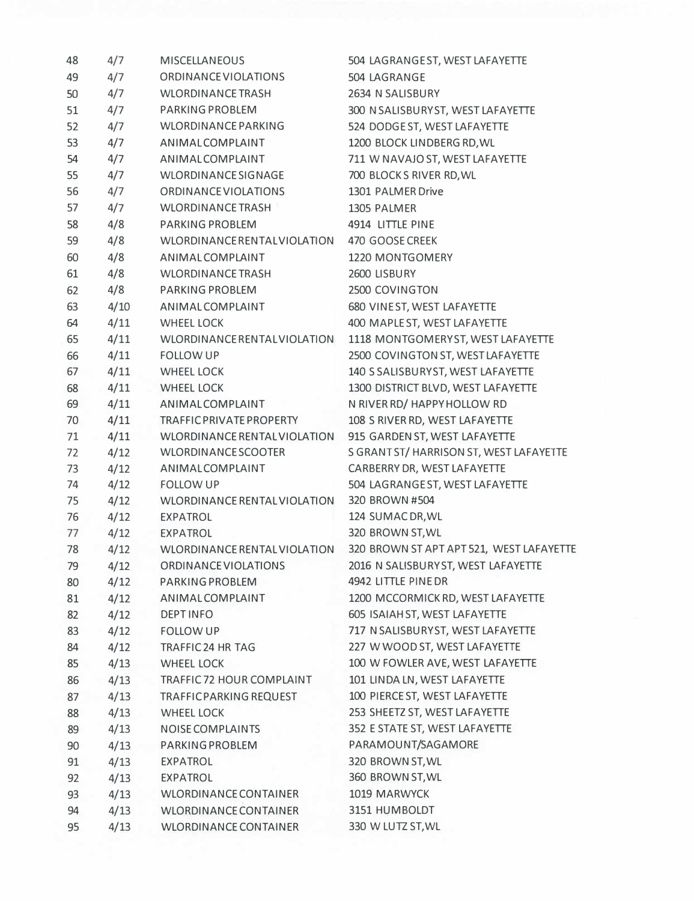| | | | |
|---|---|---|---|
| 48 | 4/7 | MISCELLANEOUS | 504 LAGRANGE ST, WEST LAFAYETTE |
| 49 | 4/7 | ORDINANCE VIOLATIONS | 504 LAGRANGE |
| 50 | 4/7 | WLORDINANCE TRASH | 2634 N SALISBURY |
| 51 | 4/7 | PARKING PROBLEM | 300 N SALISBURY ST, WEST LAFAYETTE |
| 52 | 4/7 | WLORDINANCE PARKING | 524 DODGE ST, WEST LAFAYETTE |
| 53 | 4/7 | ANIMAL COMPLAINT | 1200 BLOCK LINDBERG RD, WL |
| 54 | 4/7 | ANIMAL COMPLAINT | 711 W NAVAJO ST, WEST LAFAYETTE |
| 55 | 4/7 | WLORDINANCE SIGNAGE | 700 BLOCK S RIVER RD, WL |
| 56 | 4/7 | ORDINANCE VIOLATIONS | 1301 PALMER Drive |
| 57 | 4/7 | WLORDINANCE TRASH | 1305 PALMER |
| 58 | 4/8 | PARKING PROBLEM | 4914 LITTLE PINE |
| 59 | 4/8 | WLORDINANCE RENTAL VIOLATION | 470 GOOSE CREEK |
| 60 | 4/8 | ANIMAL COMPLAINT | 1220 MONTGOMERY |
| 61 | 4/8 | WLORDINANCE TRASH | 2600 LISBURY |
| 62 | 4/8 | PARKING PROBLEM | 2500 COVINGTON |
| 63 | 4/10 | ANIMAL COMPLAINT | 680 VINE ST, WEST LAFAYETTE |
| 64 | 4/11 | WHEEL LOCK | 400 MAPLE ST, WEST LAFAYETTE |
| 65 | 4/11 | WLORDINANCE RENTAL VIOLATION | 1118 MONTGOMERY ST, WEST LAFAYETTE |
| 66 | 4/11 | FOLLOW UP | 2500 COVINGTON ST, WEST LAFAYETTE |
| 67 | 4/11 | WHEEL LOCK | 140 S SALISBURY ST, WEST LAFAYETTE |
| 68 | 4/11 | WHEEL LOCK | 1300 DISTRICT BLVD, WEST LAFAYETTE |
| 69 | 4/11 | ANIMAL COMPLAINT | N RIVER RD/ HAPPY HOLLOW RD |
| 70 | 4/11 | TRAFFIC PRIVATE PROPERTY | 108 S RIVER RD, WEST LAFAYETTE |
| 71 | 4/11 | WLORDINANCE RENTAL VIOLATION | 915 GARDEN ST, WEST LAFAYETTE |
| 72 | 4/12 | WLORDINANCE SCOOTER | S GRANT ST/ HARRISON ST, WEST LAFAYETTE |
| 73 | 4/12 | ANIMAL COMPLAINT | CARBERRY DR, WEST LAFAYETTE |
| 74 | 4/12 | FOLLOW UP | 504 LAGRANGE ST, WEST LAFAYETTE |
| 75 | 4/12 | WLORDINANCE RENTAL VIOLATION | 320 BROWN #504 |
| 76 | 4/12 | EXPATROL | 124 SUMAC DR, WL |
| 77 | 4/12 | EXPATROL | 320 BROWN ST, WL |
| 78 | 4/12 | WLORDINANCE RENTAL VIOLATION | 320 BROWN ST APT APT 521, WEST LAFAYETTE |
| 79 | 4/12 | ORDINANCE VIOLATIONS | 2016 N SALISBURY ST, WEST LAFAYETTE |
| 80 | 4/12 | PARKING PROBLEM | 4942 LITTLE PINE DR |
| 81 | 4/12 | ANIMAL COMPLAINT | 1200 MCCORMICK RD, WEST LAFAYETTE |
| 82 | 4/12 | DEPT INFO | 605 ISAIAH ST, WEST LAFAYETTE |
| 83 | 4/12 | FOLLOW UP | 717 N SALISBURY ST, WEST LAFAYETTE |
| 84 | 4/12 | TRAFFIC 24 HR TAG | 227 W WOOD ST, WEST LAFAYETTE |
| 85 | 4/13 | WHEEL LOCK | 100 W FOWLER AVE, WEST LAFAYETTE |
| 86 | 4/13 | TRAFFIC 72 HOUR COMPLAINT | 101 LINDA LN, WEST LAFAYETTE |
| 87 | 4/13 | TRAFFIC PARKING REQUEST | 100 PIERCE ST, WEST LAFAYETTE |
| 88 | 4/13 | WHEEL LOCK | 253 SHEETZ ST, WEST LAFAYETTE |
| 89 | 4/13 | NOISE COMPLAINTS | 352 E STATE ST, WEST LAFAYETTE |
| 90 | 4/13 | PARKING PROBLEM | PARAMOUNT/SAGAMORE |
| 91 | 4/13 | EXPATROL | 320 BROWN ST, WL |
| 92 | 4/13 | EXPATROL | 360 BROWN ST, WL |
| 93 | 4/13 | WLORDINANCE CONTAINER | 1019 MARWYCK |
| 94 | 4/13 | WLORDINANCE CONTAINER | 3151 HUMBOLDT |
| 95 | 4/13 | WLORDINANCE CONTAINER | 330 W LUTZ ST, WL |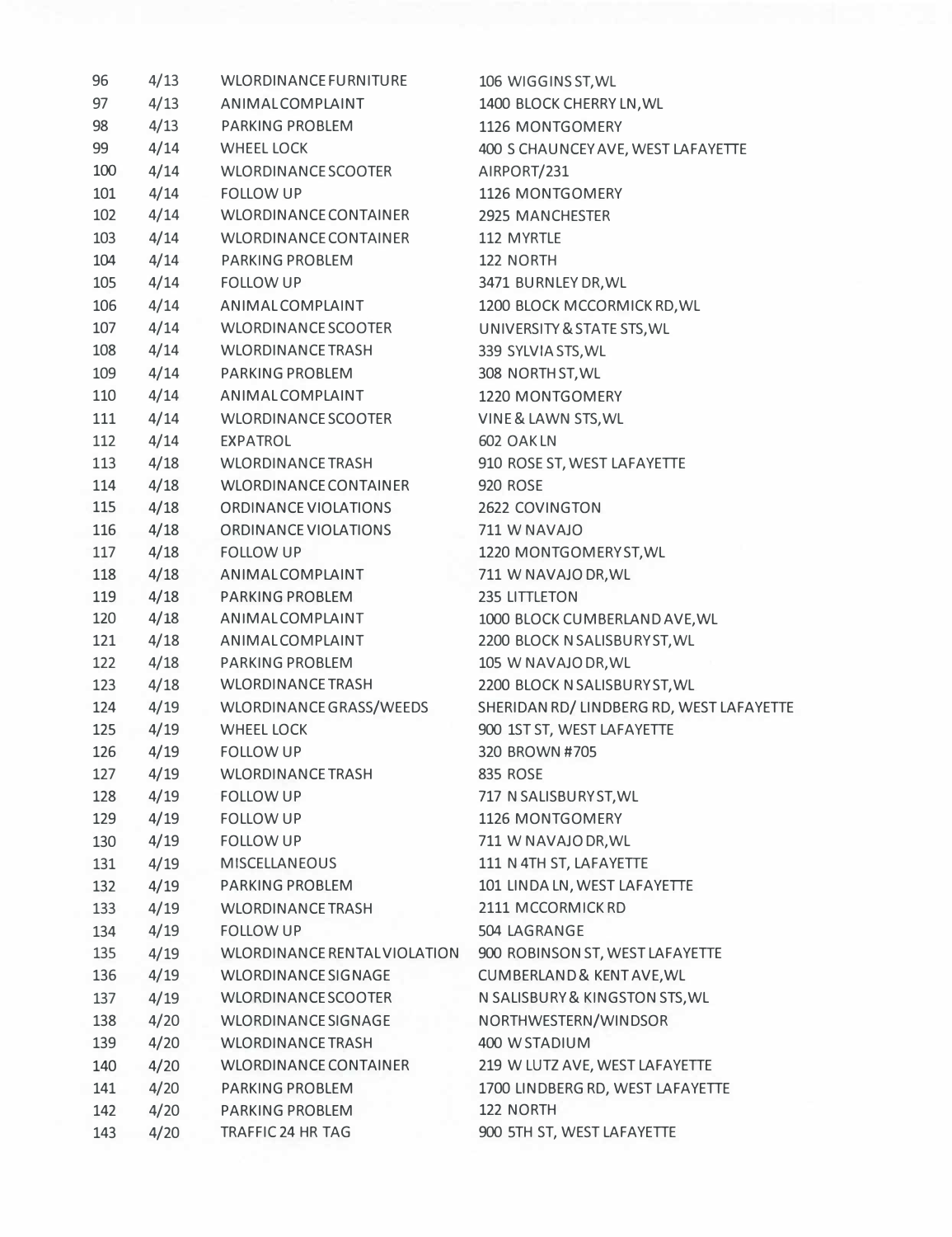| | | | |
|---|---|---|---|
| 96 | 4/13 | WLORDINANCE FURNITURE | 106 WIGGINS ST, WL |
| 97 | 4/13 | ANIMAL COMPLAINT | 1400 BLOCK CHERRY LN, WL |
| 98 | 4/13 | PARKING PROBLEM | 1126 MONTGOMERY |
| 99 | 4/14 | WHEEL LOCK | 400 S CHAUNCEY AVE, WEST LAFAYETTE |
| 100 | 4/14 | WLORDINANCE SCOOTER | AIRPORT/231 |
| 101 | 4/14 | FOLLOW UP | 1126 MONTGOMERY |
| 102 | 4/14 | WLORDINANCE CONTAINER | 2925 MANCHESTER |
| 103 | 4/14 | WLORDINANCE CONTAINER | 112 MYRTLE |
| 104 | 4/14 | PARKING PROBLEM | 122 NORTH |
| 105 | 4/14 | FOLLOW UP | 3471 BURNLEY DR, WL |
| 106 | 4/14 | ANIMAL COMPLAINT | 1200 BLOCK MCCORMICK RD, WL |
| 107 | 4/14 | WLORDINANCE SCOOTER | UNIVERSITY & STATE STS, WL |
| 108 | 4/14 | WLORDINANCE TRASH | 339 SYLVIA STS, WL |
| 109 | 4/14 | PARKING PROBLEM | 308 NORTH ST, WL |
| 110 | 4/14 | ANIMAL COMPLAINT | 1220 MONTGOMERY |
| 111 | 4/14 | WLORDINANCE SCOOTER | VINE & LAWN STS, WL |
| 112 | 4/14 | EXPATROL | 602 OAK LN |
| 113 | 4/18 | WLORDINANCE TRASH | 910 ROSE ST, WEST LAFAYETTE |
| 114 | 4/18 | WLORDINANCE CONTAINER | 920 ROSE |
| 115 | 4/18 | ORDINANCE VIOLATIONS | 2622 COVINGTON |
| 116 | 4/18 | ORDINANCE VIOLATIONS | 711 W NAVAJO |
| 117 | 4/18 | FOLLOW UP | 1220 MONTGOMERY ST, WL |
| 118 | 4/18 | ANIMAL COMPLAINT | 711 W NAVAJO DR, WL |
| 119 | 4/18 | PARKING PROBLEM | 235 LITTLETON |
| 120 | 4/18 | ANIMAL COMPLAINT | 1000 BLOCK CUMBERLAND AVE, WL |
| 121 | 4/18 | ANIMAL COMPLAINT | 2200 BLOCK N SALISBURY ST, WL |
| 122 | 4/18 | PARKING PROBLEM | 105 W NAVAJO DR, WL |
| 123 | 4/18 | WLORDINANCE TRASH | 2200 BLOCK N SALISBURY ST, WL |
| 124 | 4/19 | WLORDINANCE GRASS/WEEDS | SHERIDAN RD/ LINDBERG RD, WEST LAFAYETTE |
| 125 | 4/19 | WHEEL LOCK | 900 1ST ST, WEST LAFAYETTE |
| 126 | 4/19 | FOLLOW UP | 320 BROWN #705 |
| 127 | 4/19 | WLORDINANCE TRASH | 835 ROSE |
| 128 | 4/19 | FOLLOW UP | 717 N SALISBURY ST, WL |
| 129 | 4/19 | FOLLOW UP | 1126 MONTGOMERY |
| 130 | 4/19 | FOLLOW UP | 711 W NAVAJO DR, WL |
| 131 | 4/19 | MISCELLANEOUS | 111 N 4TH ST, LAFAYETTE |
| 132 | 4/19 | PARKING PROBLEM | 101 LINDA LN, WEST LAFAYETTE |
| 133 | 4/19 | WLORDINANCE TRASH | 2111 MCCORMICK RD |
| 134 | 4/19 | FOLLOW UP | 504 LAGRANGE |
| 135 | 4/19 | WLORDINANCE RENTAL VIOLATION | 900 ROBINSON ST, WEST LAFAYETTE |
| 136 | 4/19 | WLORDINANCE SIGNAGE | CUMBERLAND & KENT AVE, WL |
| 137 | 4/19 | WLORDINANCE SCOOTER | N SALISBURY & KINGSTON STS, WL |
| 138 | 4/20 | WLORDINANCE SIGNAGE | NORTHWESTERN/WINDSOR |
| 139 | 4/20 | WLORDINANCE TRASH | 400 W STADIUM |
| 140 | 4/20 | WLORDINANCE CONTAINER | 219 W LUTZ AVE, WEST LAFAYETTE |
| 141 | 4/20 | PARKING PROBLEM | 1700 LINDBERG RD, WEST LAFAYETTE |
| 142 | 4/20 | PARKING PROBLEM | 122 NORTH |
| 143 | 4/20 | TRAFFIC 24 HR TAG | 900 5TH ST, WEST LAFAYETTE |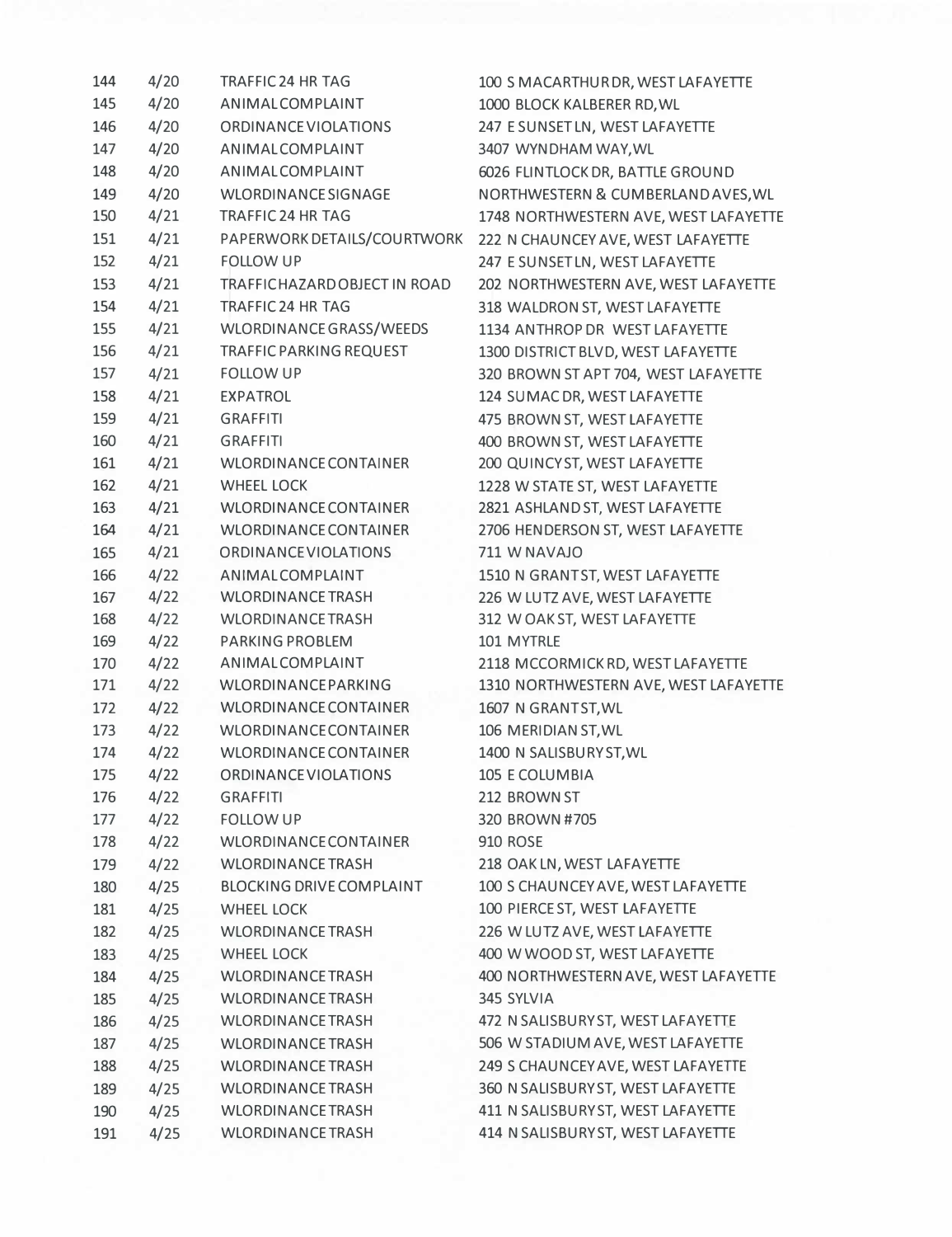| | | | |
|---|---|---|---|
| 144 | 4/20 | TRAFFIC 24 HR TAG | 100 S MACARTHUR DR, WEST LAFAYETTE |
| 145 | 4/20 | ANIMAL COMPLAINT | 1000 BLOCK KALBERER RD, WL |
| 146 | 4/20 | ORDINANCE VIOLATIONS | 247 E SUNSET LN, WEST LAFAYETTE |
| 147 | 4/20 | ANIMAL COMPLAINT | 3407 WYNDHAM WAY, WL |
| 148 | 4/20 | ANIMAL COMPLAINT | 6026 FLINTLOCK DR, BATTLE GROUND |
| 149 | 4/20 | WLORDINANCE SIGNAGE | NORTHWESTERN & CUMBERLAND AVES, WL |
| 150 | 4/21 | TRAFFIC 24 HR TAG | 1748 NORTHWESTERN AVE, WEST LAFAYETTE |
| 151 | 4/21 | PAPERWORK DETAILS/COURTWORK | 222 N CHAUNCEY AVE, WEST LAFAYETTE |
| 152 | 4/21 | FOLLOW UP | 247 E SUNSET LN, WEST LAFAYETTE |
| 153 | 4/21 | TRAFFIC HAZARD OBJECT IN ROAD | 202 NORTHWESTERN AVE, WEST LAFAYETTE |
| 154 | 4/21 | TRAFFIC 24 HR TAG | 318 WALDRON ST, WEST LAFAYETTE |
| 155 | 4/21 | WLORDINANCE GRASS/WEEDS | 1134 ANTHROP DR WEST LAFAYETTE |
| 156 | 4/21 | TRAFFIC PARKING REQUEST | 1300 DISTRICT BLVD, WEST LAFAYETTE |
| 157 | 4/21 | FOLLOW UP | 320 BROWN ST APT 704, WEST LAFAYETTE |
| 158 | 4/21 | EXPATROL | 124 SUMAC DR, WEST LAFAYETTE |
| 159 | 4/21 | GRAFFITI | 475 BROWN ST, WEST LAFAYETTE |
| 160 | 4/21 | GRAFFITI | 400 BROWN ST, WEST LAFAYETTE |
| 161 | 4/21 | WLORDINANCE CONTAINER | 200 QUINCY ST, WEST LAFAYETTE |
| 162 | 4/21 | WHEEL LOCK | 1228 W STATE ST, WEST LAFAYETTE |
| 163 | 4/21 | WLORDINANCE CONTAINER | 2821 ASHLAND ST, WEST LAFAYETTE |
| 164 | 4/21 | WLORDINANCE CONTAINER | 2706 HENDERSON ST, WEST LAFAYETTE |
| 165 | 4/21 | ORDINANCE VIOLATIONS | 711 W NAVAJO |
| 166 | 4/22 | ANIMAL COMPLAINT | 1510 N GRANT ST, WEST LAFAYETTE |
| 167 | 4/22 | WLORDINANCE TRASH | 226 W LUTZ AVE, WEST LAFAYETTE |
| 168 | 4/22 | WLORDINANCE TRASH | 312 W OAK ST, WEST LAFAYETTE |
| 169 | 4/22 | PARKING PROBLEM | 101 MYTRLE |
| 170 | 4/22 | ANIMAL COMPLAINT | 2118 MCCORMICK RD, WEST LAFAYETTE |
| 171 | 4/22 | WLORDINANCE PARKING | 1310 NORTHWESTERN AVE, WEST LAFAYETTE |
| 172 | 4/22 | WLORDINANCE CONTAINER | 1607 N GRANT ST, WL |
| 173 | 4/22 | WLORDINANCE CONTAINER | 106 MERIDIAN ST, WL |
| 174 | 4/22 | WLORDINANCE CONTAINER | 1400 N SALISBURY ST, WL |
| 175 | 4/22 | ORDINANCE VIOLATIONS | 105 E COLUMBIA |
| 176 | 4/22 | GRAFFITI | 212 BROWN ST |
| 177 | 4/22 | FOLLOW UP | 320 BROWN #705 |
| 178 | 4/22 | WLORDINANCE CONTAINER | 910 ROSE |
| 179 | 4/22 | WLORDINANCE TRASH | 218 OAK LN, WEST LAFAYETTE |
| 180 | 4/25 | BLOCKING DRIVE COMPLAINT | 100 S CHAUNCEY AVE, WEST LAFAYETTE |
| 181 | 4/25 | WHEEL LOCK | 100 PIERCE ST, WEST LAFAYETTE |
| 182 | 4/25 | WLORDINANCE TRASH | 226 W LUTZ AVE, WEST LAFAYETTE |
| 183 | 4/25 | WHEEL LOCK | 400 W WOOD ST, WEST LAFAYETTE |
| 184 | 4/25 | WLORDINANCE TRASH | 400 NORTHWESTERN AVE, WEST LAFAYETTE |
| 185 | 4/25 | WLORDINANCE TRASH | 345 SYLVIA |
| 186 | 4/25 | WLORDINANCE TRASH | 472 N SALISBURY ST, WEST LAFAYETTE |
| 187 | 4/25 | WLORDINANCE TRASH | 506 W STADIUM AVE, WEST LAFAYETTE |
| 188 | 4/25 | WLORDINANCE TRASH | 249 S CHAUNCEY AVE, WEST LAFAYETTE |
| 189 | 4/25 | WLORDINANCE TRASH | 360 N SALISBURY ST, WEST LAFAYETTE |
| 190 | 4/25 | WLORDINANCE TRASH | 411 N SALISBURY ST, WEST LAFAYETTE |
| 191 | 4/25 | WLORDINANCE TRASH | 414 N SALISBURY ST, WEST LAFAYETTE |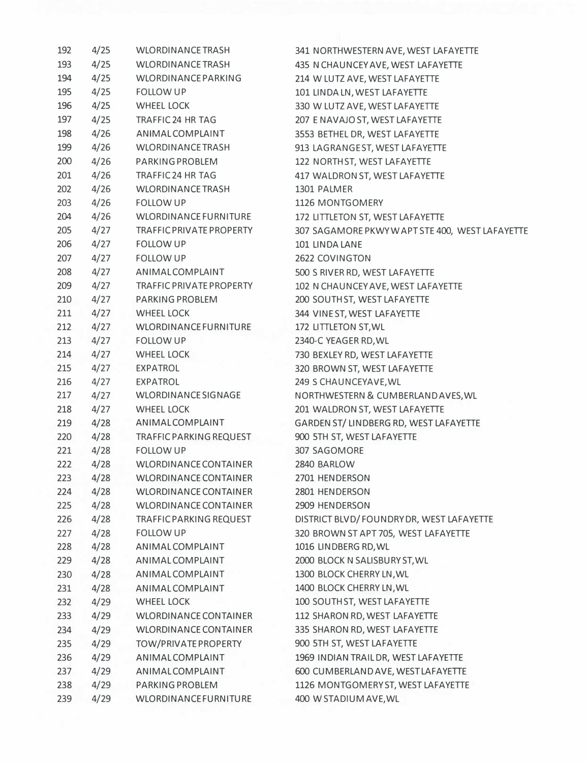| | | | |
|---|---|---|---|
| 192 | 4/25 | WLORDINANCE TRASH | 341 NORTHWESTERN AVE, WEST LAFAYETTE |
| 193 | 4/25 | WLORDINANCE TRASH | 435 N CHAUNCEY AVE, WEST LAFAYETTE |
| 194 | 4/25 | WLORDINANCE PARKING | 214 W LUTZ AVE, WEST LAFAYETTE |
| 195 | 4/25 | FOLLOW UP | 101 LINDA LN, WEST LAFAYETTE |
| 196 | 4/25 | WHEEL LOCK | 330 W LUTZ AVE, WEST LAFAYETTE |
| 197 | 4/25 | TRAFFIC 24 HR TAG | 207 E NAVAJO ST, WEST LAFAYETTE |
| 198 | 4/26 | ANIMAL COMPLAINT | 3553 BETHEL DR, WEST LAFAYETTE |
| 199 | 4/26 | WLORDINANCE TRASH | 913 LAGRANGE ST, WEST LAFAYETTE |
| 200 | 4/26 | PARKING PROBLEM | 122 NORTH ST, WEST LAFAYETTE |
| 201 | 4/26 | TRAFFIC 24 HR TAG | 417 WALDRON ST, WEST LAFAYETTE |
| 202 | 4/26 | WLORDINANCE TRASH | 1301 PALMER |
| 203 | 4/26 | FOLLOW UP | 1126 MONTGOMERY |
| 204 | 4/26 | WLORDINANCE FURNITURE | 172 LITTLETON ST, WEST LAFAYETTE |
| 205 | 4/27 | TRAFFIC PRIVATE PROPERTY | 307 SAGAMORE PKWY W APT STE 400, WEST LAFAYETTE |
| 206 | 4/27 | FOLLOW UP | 101 LINDA LANE |
| 207 | 4/27 | FOLLOW UP | 2622 COVINGTON |
| 208 | 4/27 | ANIMAL COMPLAINT | 500 S RIVER RD, WEST LAFAYETTE |
| 209 | 4/27 | TRAFFIC PRIVATE PROPERTY | 102 N CHAUNCEY AVE, WEST LAFAYETTE |
| 210 | 4/27 | PARKING PROBLEM | 200 SOUTH ST, WEST LAFAYETTE |
| 211 | 4/27 | WHEEL LOCK | 344 VINE ST, WEST LAFAYETTE |
| 212 | 4/27 | WLORDINANCE FURNITURE | 172 LITTLETON ST, WL |
| 213 | 4/27 | FOLLOW UP | 2340-C YEAGER RD, WL |
| 214 | 4/27 | WHEEL LOCK | 730 BEXLEY RD, WEST LAFAYETTE |
| 215 | 4/27 | EXPATROL | 320 BROWN ST, WEST LAFAYETTE |
| 216 | 4/27 | EXPATROL | 249 S CHAUNCEY AVE, WL |
| 217 | 4/27 | WLORDINANCE SIGNAGE | NORTHWESTERN & CUMBERLAND AVES, WL |
| 218 | 4/27 | WHEEL LOCK | 201 WALDRON ST, WEST LAFAYETTE |
| 219 | 4/28 | ANIMAL COMPLAINT | GARDEN ST/ LINDBERG RD, WEST LAFAYETTE |
| 220 | 4/28 | TRAFFIC PARKING REQUEST | 900 5TH ST, WEST LAFAYETTE |
| 221 | 4/28 | FOLLOW UP | 307 SAGOMORE |
| 222 | 4/28 | WLORDINANCE CONTAINER | 2840 BARLOW |
| 223 | 4/28 | WLORDINANCE CONTAINER | 2701 HENDERSON |
| 224 | 4/28 | WLORDINANCE CONTAINER | 2801 HENDERSON |
| 225 | 4/28 | WLORDINANCE CONTAINER | 2909 HENDERSON |
| 226 | 4/28 | TRAFFIC PARKING REQUEST | DISTRICT BLVD/ FOUNDRY DR, WEST LAFAYETTE |
| 227 | 4/28 | FOLLOW UP | 320 BROWN ST APT 705, WEST LAFAYETTE |
| 228 | 4/28 | ANIMAL COMPLAINT | 1016 LINDBERG RD, WL |
| 229 | 4/28 | ANIMAL COMPLAINT | 2000 BLOCK N SALISBURY ST, WL |
| 230 | 4/28 | ANIMAL COMPLAINT | 1300 BLOCK CHERRY LN, WL |
| 231 | 4/28 | ANIMAL COMPLAINT | 1400 BLOCK CHERRY LN, WL |
| 232 | 4/29 | WHEEL LOCK | 100 SOUTH ST, WEST LAFAYETTE |
| 233 | 4/29 | WLORDINANCE CONTAINER | 112 SHARON RD, WEST LAFAYETTE |
| 234 | 4/29 | WLORDINANCE CONTAINER | 335 SHARON RD, WEST LAFAYETTE |
| 235 | 4/29 | TOW/PRIVATE PROPERTY | 900 5TH ST, WEST LAFAYETTE |
| 236 | 4/29 | ANIMAL COMPLAINT | 1969 INDIAN TRAIL DR, WEST LAFAYETTE |
| 237 | 4/29 | ANIMAL COMPLAINT | 600 CUMBERLAND AVE, WEST LAFAYETTE |
| 238 | 4/29 | PARKING PROBLEM | 1126 MONTGOMERY ST, WEST LAFAYETTE |
| 239 | 4/29 | WLORDINANCE FURNITURE | 400 W STADIUM AVE, WL |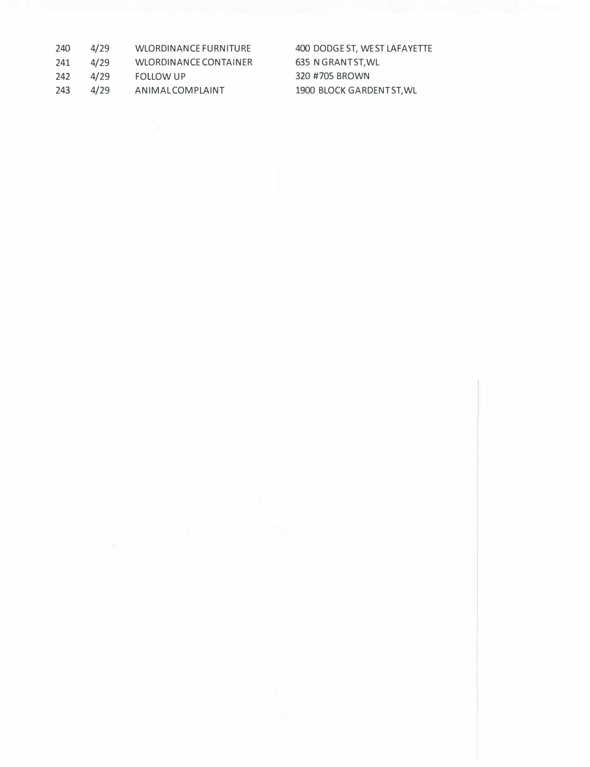| | | | |
|---|---|---|---|
| 240 | 4/29 | WLORDINANCE FURNITURE | 400 DODGE ST, WEST LAFAYETTE |
| 241 | 4/29 | WLORDINANCE CONTAINER | 635 N GRANT ST,WL |
| 242 | 4/29 | FOLLOW UP | 320 #705 BROWN |
| 243 | 4/29 | ANIMAL COMPLAINT | 1900 BLOCK GARDENT ST,WL |